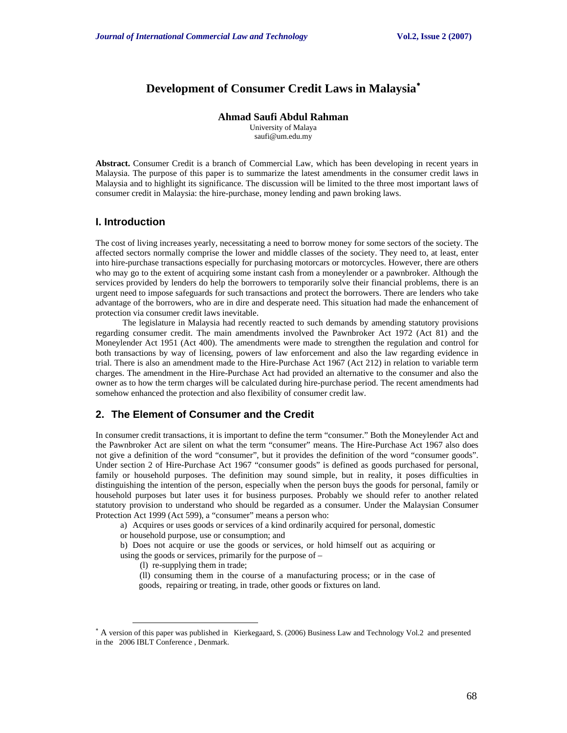# Development of Consumer Credit Laws in Malaysia*

**Ahmad Saufi Abdul Rahman**
University of Malaya
saufi@um.edu.my

**Abstract.** Consumer Credit is a branch of Commercial Law, which has been developing in recent years in Malaysia. The purpose of this paper is to summarize the latest amendments in the consumer credit laws in Malaysia and to highlight its significance. The discussion will be limited to the three most important laws of consumer credit in Malaysia: the hire-purchase, money lending and pawn broking laws.

## I. Introduction

The cost of living increases yearly, necessitating a need to borrow money for some sectors of the society. The affected sectors normally comprise the lower and middle classes of the society. They need to, at least, enter into hire-purchase transactions especially for purchasing motorcars or motorcycles. However, there are others who may go to the extent of acquiring some instant cash from a moneylender or a pawnbroker. Although the services provided by lenders do help the borrowers to temporarily solve their financial problems, there is an urgent need to impose safeguards for such transactions and protect the borrowers. There are lenders who take advantage of the borrowers, who are in dire and desperate need. This situation had made the enhancement of protection via consumer credit laws inevitable.

The legislature in Malaysia had recently reacted to such demands by amending statutory provisions regarding consumer credit. The main amendments involved the Pawnbroker Act 1972 (Act 81) and the Moneylender Act 1951 (Act 400). The amendments were made to strengthen the regulation and control for both transactions by way of licensing, powers of law enforcement and also the law regarding evidence in trial. There is also an amendment made to the Hire-Purchase Act 1967 (Act 212) in relation to variable term charges. The amendment in the Hire-Purchase Act had provided an alternative to the consumer and also the owner as to how the term charges will be calculated during hire-purchase period. The recent amendments had somehow enhanced the protection and also flexibility of consumer credit law.

## 2. The Element of Consumer and the Credit

In consumer credit transactions, it is important to define the term "consumer." Both the Moneylender Act and the Pawnbroker Act are silent on what the term "consumer" means. The Hire-Purchase Act 1967 also does not give a definition of the word "consumer", but it provides the definition of the word "consumer goods". Under section 2 of Hire-Purchase Act 1967 "consumer goods" is defined as goods purchased for personal, family or household purposes. The definition may sound simple, but in reality, it poses difficulties in distinguishing the intention of the person, especially when the person buys the goods for personal, family or household purposes but later uses it for business purposes. Probably we should refer to another related statutory provision to understand who should be regarded as a consumer. Under the Malaysian Consumer Protection Act 1999 (Act 599), a "consumer" means a person who:

a) Acquires or uses goods or services of a kind ordinarily acquired for personal, domestic or household purpose, use or consumption; and

b) Does not acquire or use the goods or services, or hold himself out as acquiring or using the goods or services, primarily for the purpose of –

(l) re-supplying them in trade;

(ll) consuming them in the course of a manufacturing process; or in the case of goods, repairing or treating, in trade, other goods or fixtures on land.

---

* A version of this paper was published in Kierkegaard, S. (2006) Business Law and Technology Vol.2 and presented in the 2006 IBLT Conference , Denmark.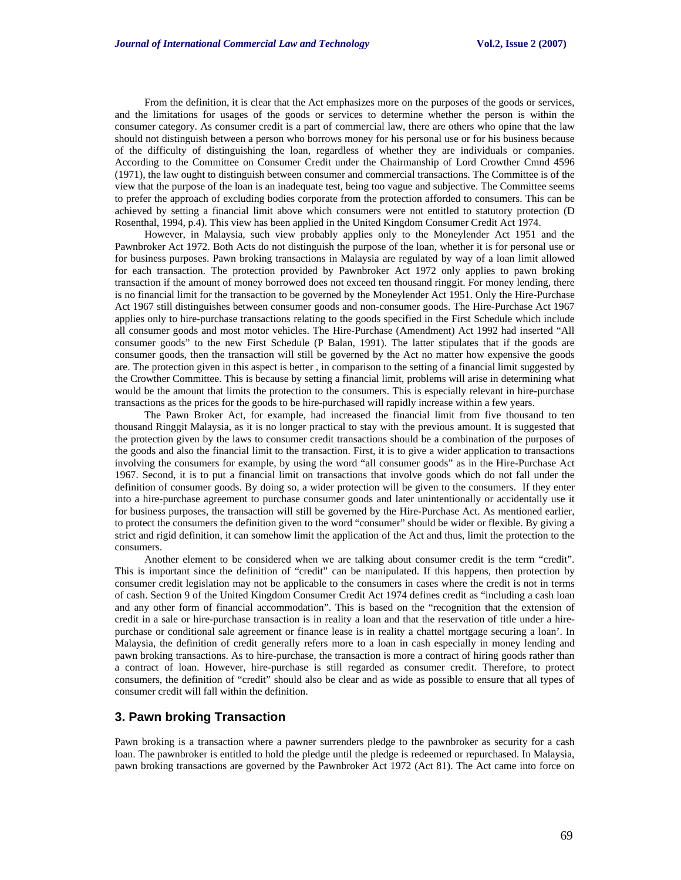From the definition, it is clear that the Act emphasizes more on the purposes of the goods or services, and the limitations for usages of the goods or services to determine whether the person is within the consumer category. As consumer credit is a part of commercial law, there are others who opine that the law should not distinguish between a person who borrows money for his personal use or for his business because of the difficulty of distinguishing the loan, regardless of whether they are individuals or companies. According to the Committee on Consumer Credit under the Chairmanship of Lord Crowther Cmnd 4596 (1971), the law ought to distinguish between consumer and commercial transactions. The Committee is of the view that the purpose of the loan is an inadequate test, being too vague and subjective. The Committee seems to prefer the approach of excluding bodies corporate from the protection afforded to consumers. This can be achieved by setting a financial limit above which consumers were not entitled to statutory protection (D Rosenthal, 1994, p.4). This view has been applied in the United Kingdom Consumer Credit Act 1974.

However, in Malaysia, such view probably applies only to the Moneylender Act 1951 and the Pawnbroker Act 1972. Both Acts do not distinguish the purpose of the loan, whether it is for personal use or for business purposes. Pawn broking transactions in Malaysia are regulated by way of a loan limit allowed for each transaction. The protection provided by Pawnbroker Act 1972 only applies to pawn broking transaction if the amount of money borrowed does not exceed ten thousand ringgit. For money lending, there is no financial limit for the transaction to be governed by the Moneylender Act 1951. Only the Hire-Purchase Act 1967 still distinguishes between consumer goods and non-consumer goods. The Hire-Purchase Act 1967 applies only to hire-purchase transactions relating to the goods specified in the First Schedule which include all consumer goods and most motor vehicles. The Hire-Purchase (Amendment) Act 1992 had inserted "All consumer goods" to the new First Schedule (P Balan, 1991). The latter stipulates that if the goods are consumer goods, then the transaction will still be governed by the Act no matter how expensive the goods are. The protection given in this aspect is better , in comparison to the setting of a financial limit suggested by the Crowther Committee. This is because by setting a financial limit, problems will arise in determining what would be the amount that limits the protection to the consumers. This is especially relevant in hire-purchase transactions as the prices for the goods to be hire-purchased will rapidly increase within a few years.

The Pawn Broker Act, for example, had increased the financial limit from five thousand to ten thousand Ringgit Malaysia, as it is no longer practical to stay with the previous amount. It is suggested that the protection given by the laws to consumer credit transactions should be a combination of the purposes of the goods and also the financial limit to the transaction. First, it is to give a wider application to transactions involving the consumers for example, by using the word "all consumer goods" as in the Hire-Purchase Act 1967. Second, it is to put a financial limit on transactions that involve goods which do not fall under the definition of consumer goods. By doing so, a wider protection will be given to the consumers. If they enter into a hire-purchase agreement to purchase consumer goods and later unintentionally or accidentally use it for business purposes, the transaction will still be governed by the Hire-Purchase Act. As mentioned earlier, to protect the consumers the definition given to the word "consumer" should be wider or flexible. By giving a strict and rigid definition, it can somehow limit the application of the Act and thus, limit the protection to the consumers.

Another element to be considered when we are talking about consumer credit is the term "credit". This is important since the definition of "credit" can be manipulated. If this happens, then protection by consumer credit legislation may not be applicable to the consumers in cases where the credit is not in terms of cash. Section 9 of the United Kingdom Consumer Credit Act 1974 defines credit as "including a cash loan and any other form of financial accommodation". This is based on the "recognition that the extension of credit in a sale or hire-purchase transaction is in reality a loan and that the reservation of title under a hire-purchase or conditional sale agreement or finance lease is in reality a chattel mortgage securing a loan'. In Malaysia, the definition of credit generally refers more to a loan in cash especially in money lending and pawn broking transactions. As to hire-purchase, the transaction is more a contract of hiring goods rather than a contract of loan. However, hire-purchase is still regarded as consumer credit. Therefore, to protect consumers, the definition of "credit" should also be clear and as wide as possible to ensure that all types of consumer credit will fall within the definition.

## 3. Pawn broking Transaction

Pawn broking is a transaction where a pawner surrenders pledge to the pawnbroker as security for a cash loan. The pawnbroker is entitled to hold the pledge until the pledge is redeemed or repurchased. In Malaysia, pawn broking transactions are governed by the Pawnbroker Act 1972 (Act 81). The Act came into force on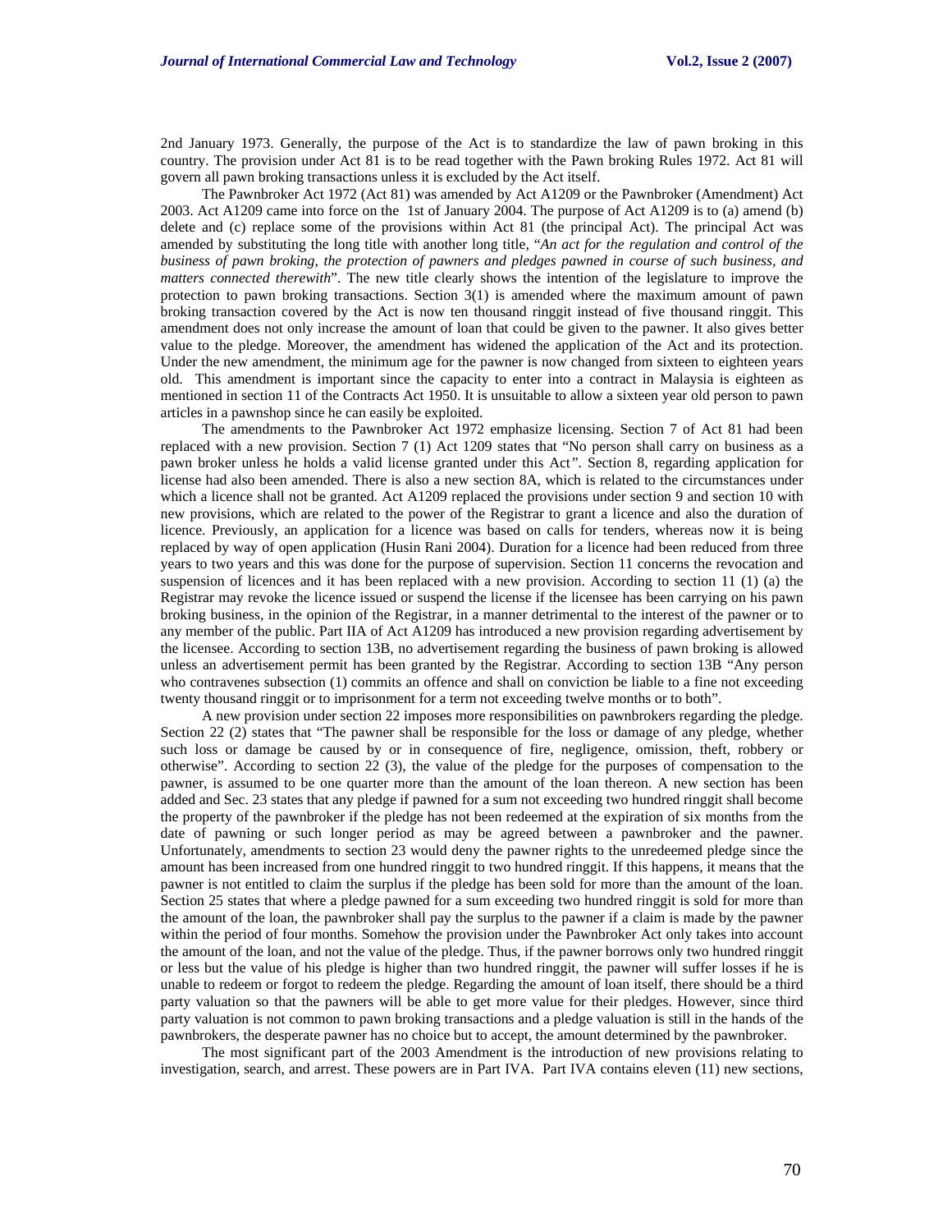2nd January 1973. Generally, the purpose of the Act is to standardize the law of pawn broking in this country. The provision under Act 81 is to be read together with the Pawn broking Rules 1972. Act 81 will govern all pawn broking transactions unless it is excluded by the Act itself.

The Pawnbroker Act 1972 (Act 81) was amended by Act A1209 or the Pawnbroker (Amendment) Act 2003. Act A1209 came into force on the 1st of January 2004. The purpose of Act A1209 is to (a) amend (b) delete and (c) replace some of the provisions within Act 81 (the principal Act). The principal Act was amended by substituting the long title with another long title, "*An act for the regulation and control of the business of pawn broking, the protection of pawners and pledges pawned in course of such business, and matters connected therewith*". The new title clearly shows the intention of the legislature to improve the protection to pawn broking transactions. Section 3(1) is amended where the maximum amount of pawn broking transaction covered by the Act is now ten thousand ringgit instead of five thousand ringgit. This amendment does not only increase the amount of loan that could be given to the pawner. It also gives better value to the pledge. Moreover, the amendment has widened the application of the Act and its protection. Under the new amendment, the minimum age for the pawner is now changed from sixteen to eighteen years old. This amendment is important since the capacity to enter into a contract in Malaysia is eighteen as mentioned in section 11 of the Contracts Act 1950. It is unsuitable to allow a sixteen year old person to pawn articles in a pawnshop since he can easily be exploited.

The amendments to the Pawnbroker Act 1972 emphasize licensing. Section 7 of Act 81 had been replaced with a new provision. Section 7 (1) Act 1209 states that "No person shall carry on business as a pawn broker unless he holds a valid license granted under this Act". Section 8, regarding application for license had also been amended. There is also a new section 8A, which is related to the circumstances under which a licence shall not be granted. Act A1209 replaced the provisions under section 9 and section 10 with new provisions, which are related to the power of the Registrar to grant a licence and also the duration of licence. Previously, an application for a licence was based on calls for tenders, whereas now it is being replaced by way of open application (Husin Rani 2004). Duration for a licence had been reduced from three years to two years and this was done for the purpose of supervision. Section 11 concerns the revocation and suspension of licences and it has been replaced with a new provision. According to section 11 (1) (a) the Registrar may revoke the licence issued or suspend the license if the licensee has been carrying on his pawn broking business, in the opinion of the Registrar, in a manner detrimental to the interest of the pawner or to any member of the public. Part IIA of Act A1209 has introduced a new provision regarding advertisement by the licensee. According to section 13B, no advertisement regarding the business of pawn broking is allowed unless an advertisement permit has been granted by the Registrar. According to section 13B "Any person who contravenes subsection (1) commits an offence and shall on conviction be liable to a fine not exceeding twenty thousand ringgit or to imprisonment for a term not exceeding twelve months or to both".

A new provision under section 22 imposes more responsibilities on pawnbrokers regarding the pledge. Section 22 (2) states that "The pawner shall be responsible for the loss or damage of any pledge, whether such loss or damage be caused by or in consequence of fire, negligence, omission, theft, robbery or otherwise". According to section 22 (3), the value of the pledge for the purposes of compensation to the pawner, is assumed to be one quarter more than the amount of the loan thereon. A new section has been added and Sec. 23 states that any pledge if pawned for a sum not exceeding two hundred ringgit shall become the property of the pawnbroker if the pledge has not been redeemed at the expiration of six months from the date of pawning or such longer period as may be agreed between a pawnbroker and the pawner. Unfortunately, amendments to section 23 would deny the pawner rights to the unredeemed pledge since the amount has been increased from one hundred ringgit to two hundred ringgit. If this happens, it means that the pawner is not entitled to claim the surplus if the pledge has been sold for more than the amount of the loan. Section 25 states that where a pledge pawned for a sum exceeding two hundred ringgit is sold for more than the amount of the loan, the pawnbroker shall pay the surplus to the pawner if a claim is made by the pawner within the period of four months. Somehow the provision under the Pawnbroker Act only takes into account the amount of the loan, and not the value of the pledge. Thus, if the pawner borrows only two hundred ringgit or less but the value of his pledge is higher than two hundred ringgit, the pawner will suffer losses if he is unable to redeem or forgot to redeem the pledge. Regarding the amount of loan itself, there should be a third party valuation so that the pawners will be able to get more value for their pledges. However, since third party valuation is not common to pawn broking transactions and a pledge valuation is still in the hands of the pawnbrokers, the desperate pawner has no choice but to accept, the amount determined by the pawnbroker.

The most significant part of the 2003 Amendment is the introduction of new provisions relating to investigation, search, and arrest. These powers are in Part IVA. Part IVA contains eleven (11) new sections,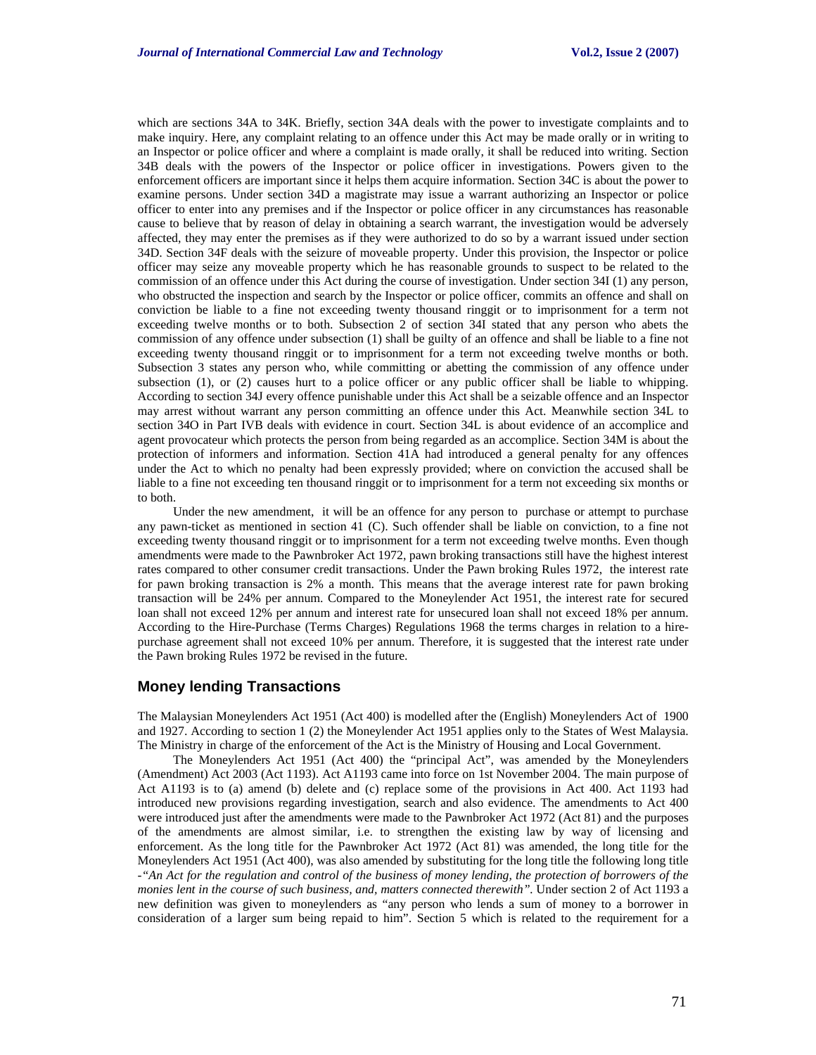which are sections 34A to 34K. Briefly, section 34A deals with the power to investigate complaints and to make inquiry. Here, any complaint relating to an offence under this Act may be made orally or in writing to an Inspector or police officer and where a complaint is made orally, it shall be reduced into writing. Section 34B deals with the powers of the Inspector or police officer in investigations. Powers given to the enforcement officers are important since it helps them acquire information. Section 34C is about the power to examine persons. Under section 34D a magistrate may issue a warrant authorizing an Inspector or police officer to enter into any premises and if the Inspector or police officer in any circumstances has reasonable cause to believe that by reason of delay in obtaining a search warrant, the investigation would be adversely affected, they may enter the premises as if they were authorized to do so by a warrant issued under section 34D. Section 34F deals with the seizure of moveable property. Under this provision, the Inspector or police officer may seize any moveable property which he has reasonable grounds to suspect to be related to the commission of an offence under this Act during the course of investigation. Under section 34I (1) any person, who obstructed the inspection and search by the Inspector or police officer, commits an offence and shall on conviction be liable to a fine not exceeding twenty thousand ringgit or to imprisonment for a term not exceeding twelve months or to both. Subsection 2 of section 34I stated that any person who abets the commission of any offence under subsection (1) shall be guilty of an offence and shall be liable to a fine not exceeding twenty thousand ringgit or to imprisonment for a term not exceeding twelve months or both. Subsection 3 states any person who, while committing or abetting the commission of any offence under subsection (1), or (2) causes hurt to a police officer or any public officer shall be liable to whipping. According to section 34J every offence punishable under this Act shall be a seizable offence and an Inspector may arrest without warrant any person committing an offence under this Act. Meanwhile section 34L to section 34O in Part IVB deals with evidence in court. Section 34L is about evidence of an accomplice and agent provocateur which protects the person from being regarded as an accomplice. Section 34M is about the protection of informers and information. Section 41A had introduced a general penalty for any offences under the Act to which no penalty had been expressly provided; where on conviction the accused shall be liable to a fine not exceeding ten thousand ringgit or to imprisonment for a term not exceeding six months or to both.

Under the new amendment, it will be an offence for any person to purchase or attempt to purchase any pawn-ticket as mentioned in section 41 (C). Such offender shall be liable on conviction, to a fine not exceeding twenty thousand ringgit or to imprisonment for a term not exceeding twelve months. Even though amendments were made to the Pawnbroker Act 1972, pawn broking transactions still have the highest interest rates compared to other consumer credit transactions. Under the Pawn broking Rules 1972, the interest rate for pawn broking transaction is 2% a month. This means that the average interest rate for pawn broking transaction will be 24% per annum. Compared to the Moneylender Act 1951, the interest rate for secured loan shall not exceed 12% per annum and interest rate for unsecured loan shall not exceed 18% per annum. According to the Hire-Purchase (Terms Charges) Regulations 1968 the terms charges in relation to a hire-purchase agreement shall not exceed 10% per annum. Therefore, it is suggested that the interest rate under the Pawn broking Rules 1972 be revised in the future.

## Money lending Transactions

The Malaysian Moneylenders Act 1951 (Act 400) is modelled after the (English) Moneylenders Act of 1900 and 1927. According to section 1 (2) the Moneylender Act 1951 applies only to the States of West Malaysia. The Ministry in charge of the enforcement of the Act is the Ministry of Housing and Local Government.

The Moneylenders Act 1951 (Act 400) the "principal Act", was amended by the Moneylenders (Amendment) Act 2003 (Act 1193). Act A1193 came into force on 1st November 2004. The main purpose of Act A1193 is to (a) amend (b) delete and (c) replace some of the provisions in Act 400. Act 1193 had introduced new provisions regarding investigation, search and also evidence. The amendments to Act 400 were introduced just after the amendments were made to the Pawnbroker Act 1972 (Act 81) and the purposes of the amendments are almost similar, i.e. to strengthen the existing law by way of licensing and enforcement. As the long title for the Pawnbroker Act 1972 (Act 81) was amended, the long title for the Moneylenders Act 1951 (Act 400), was also amended by substituting for the long title the following long title -*"An Act for the regulation and control of the business of money lending, the protection of borrowers of the monies lent in the course of such business, and, matters connected therewith"*. Under section 2 of Act 1193 a new definition was given to moneylenders as "any person who lends a sum of money to a borrower in consideration of a larger sum being repaid to him". Section 5 which is related to the requirement for a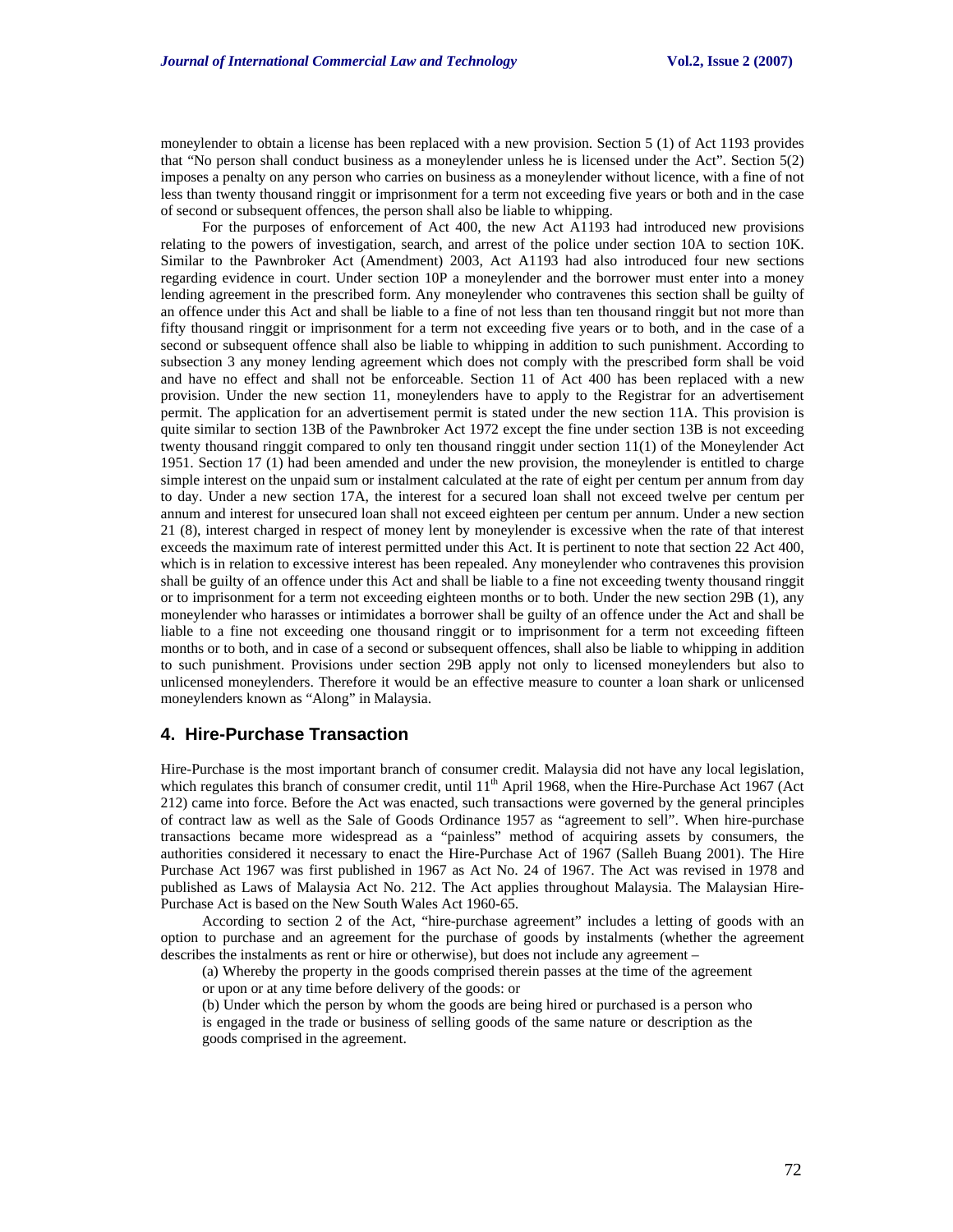moneylender to obtain a license has been replaced with a new provision. Section 5 (1) of Act 1193 provides that "No person shall conduct business as a moneylender unless he is licensed under the Act". Section 5(2) imposes a penalty on any person who carries on business as a moneylender without licence, with a fine of not less than twenty thousand ringgit or imprisonment for a term not exceeding five years or both and in the case of second or subsequent offences, the person shall also be liable to whipping.

For the purposes of enforcement of Act 400, the new Act A1193 had introduced new provisions relating to the powers of investigation, search, and arrest of the police under section 10A to section 10K. Similar to the Pawnbroker Act (Amendment) 2003, Act A1193 had also introduced four new sections regarding evidence in court. Under section 10P a moneylender and the borrower must enter into a money lending agreement in the prescribed form. Any moneylender who contravenes this section shall be guilty of an offence under this Act and shall be liable to a fine of not less than ten thousand ringgit but not more than fifty thousand ringgit or imprisonment for a term not exceeding five years or to both, and in the case of a second or subsequent offence shall also be liable to whipping in addition to such punishment. According to subsection 3 any money lending agreement which does not comply with the prescribed form shall be void and have no effect and shall not be enforceable. Section 11 of Act 400 has been replaced with a new provision. Under the new section 11, moneylenders have to apply to the Registrar for an advertisement permit. The application for an advertisement permit is stated under the new section 11A. This provision is quite similar to section 13B of the Pawnbroker Act 1972 except the fine under section 13B is not exceeding twenty thousand ringgit compared to only ten thousand ringgit under section 11(1) of the Moneylender Act 1951. Section 17 (1) had been amended and under the new provision, the moneylender is entitled to charge simple interest on the unpaid sum or instalment calculated at the rate of eight per centum per annum from day to day. Under a new section 17A, the interest for a secured loan shall not exceed twelve per centum per annum and interest for unsecured loan shall not exceed eighteen per centum per annum. Under a new section 21 (8), interest charged in respect of money lent by moneylender is excessive when the rate of that interest exceeds the maximum rate of interest permitted under this Act. It is pertinent to note that section 22 Act 400, which is in relation to excessive interest has been repealed. Any moneylender who contravenes this provision shall be guilty of an offence under this Act and shall be liable to a fine not exceeding twenty thousand ringgit or to imprisonment for a term not exceeding eighteen months or to both. Under the new section 29B (1), any moneylender who harasses or intimidates a borrower shall be guilty of an offence under the Act and shall be liable to a fine not exceeding one thousand ringgit or to imprisonment for a term not exceeding fifteen months or to both, and in case of a second or subsequent offences, shall also be liable to whipping in addition to such punishment. Provisions under section 29B apply not only to licensed moneylenders but also to unlicensed moneylenders. Therefore it would be an effective measure to counter a loan shark or unlicensed moneylenders known as "Along" in Malaysia.

## 4. Hire-Purchase Transaction

Hire-Purchase is the most important branch of consumer credit. Malaysia did not have any local legislation, which regulates this branch of consumer credit, until 11th April 1968, when the Hire-Purchase Act 1967 (Act 212) came into force. Before the Act was enacted, such transactions were governed by the general principles of contract law as well as the Sale of Goods Ordinance 1957 as "agreement to sell". When hire-purchase transactions became more widespread as a "painless" method of acquiring assets by consumers, the authorities considered it necessary to enact the Hire-Purchase Act of 1967 (Salleh Buang 2001). The Hire Purchase Act 1967 was first published in 1967 as Act No. 24 of 1967. The Act was revised in 1978 and published as Laws of Malaysia Act No. 212. The Act applies throughout Malaysia. The Malaysian Hire-Purchase Act is based on the New South Wales Act 1960-65.

According to section 2 of the Act, "hire-purchase agreement" includes a letting of goods with an option to purchase and an agreement for the purchase of goods by instalments (whether the agreement describes the instalments as rent or hire or otherwise), but does not include any agreement –

(a) Whereby the property in the goods comprised therein passes at the time of the agreement or upon or at any time before delivery of the goods: or

(b) Under which the person by whom the goods are being hired or purchased is a person who is engaged in the trade or business of selling goods of the same nature or description as the goods comprised in the agreement.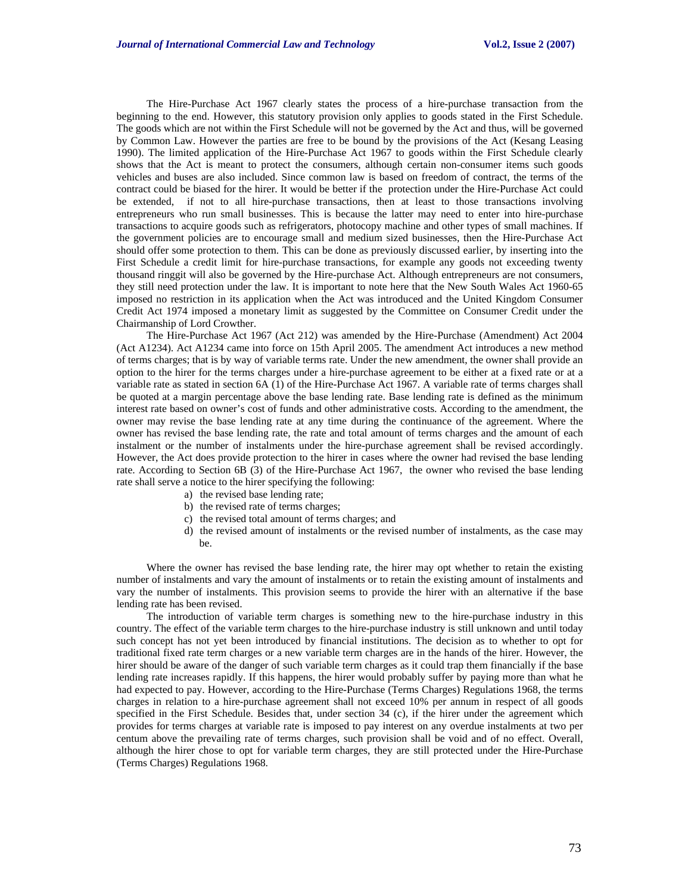The Hire-Purchase Act 1967 clearly states the process of a hire-purchase transaction from the beginning to the end. However, this statutory provision only applies to goods stated in the First Schedule. The goods which are not within the First Schedule will not be governed by the Act and thus, will be governed by Common Law. However the parties are free to be bound by the provisions of the Act (Kesang Leasing 1990). The limited application of the Hire-Purchase Act 1967 to goods within the First Schedule clearly shows that the Act is meant to protect the consumers, although certain non-consumer items such goods vehicles and buses are also included. Since common law is based on freedom of contract, the terms of the contract could be biased for the hirer. It would be better if the protection under the Hire-Purchase Act could be extended, if not to all hire-purchase transactions, then at least to those transactions involving entrepreneurs who run small businesses. This is because the latter may need to enter into hire-purchase transactions to acquire goods such as refrigerators, photocopy machine and other types of small machines. If the government policies are to encourage small and medium sized businesses, then the Hire-Purchase Act should offer some protection to them. This can be done as previously discussed earlier, by inserting into the First Schedule a credit limit for hire-purchase transactions, for example any goods not exceeding twenty thousand ringgit will also be governed by the Hire-purchase Act. Although entrepreneurs are not consumers, they still need protection under the law. It is important to note here that the New South Wales Act 1960-65 imposed no restriction in its application when the Act was introduced and the United Kingdom Consumer Credit Act 1974 imposed a monetary limit as suggested by the Committee on Consumer Credit under the Chairmanship of Lord Crowther.

The Hire-Purchase Act 1967 (Act 212) was amended by the Hire-Purchase (Amendment) Act 2004 (Act A1234). Act A1234 came into force on 15th April 2005. The amendment Act introduces a new method of terms charges; that is by way of variable terms rate. Under the new amendment, the owner shall provide an option to the hirer for the terms charges under a hire-purchase agreement to be either at a fixed rate or at a variable rate as stated in section 6A (1) of the Hire-Purchase Act 1967. A variable rate of terms charges shall be quoted at a margin percentage above the base lending rate. Base lending rate is defined as the minimum interest rate based on owner's cost of funds and other administrative costs. According to the amendment, the owner may revise the base lending rate at any time during the continuance of the agreement. Where the owner has revised the base lending rate, the rate and total amount of terms charges and the amount of each instalment or the number of instalments under the hire-purchase agreement shall be revised accordingly. However, the Act does provide protection to the hirer in cases where the owner had revised the base lending rate. According to Section 6B (3) of the Hire-Purchase Act 1967, the owner who revised the base lending rate shall serve a notice to the hirer specifying the following:

a) the revised base lending rate;
b) the revised rate of terms charges;
c) the revised total amount of terms charges; and
d) the revised amount of instalments or the revised number of instalments, as the case may be.

Where the owner has revised the base lending rate, the hirer may opt whether to retain the existing number of instalments and vary the amount of instalments or to retain the existing amount of instalments and vary the number of instalments. This provision seems to provide the hirer with an alternative if the base lending rate has been revised.

The introduction of variable term charges is something new to the hire-purchase industry in this country. The effect of the variable term charges to the hire-purchase industry is still unknown and until today such concept has not yet been introduced by financial institutions. The decision as to whether to opt for traditional fixed rate term charges or a new variable term charges are in the hands of the hirer. However, the hirer should be aware of the danger of such variable term charges as it could trap them financially if the base lending rate increases rapidly. If this happens, the hirer would probably suffer by paying more than what he had expected to pay. However, according to the Hire-Purchase (Terms Charges) Regulations 1968, the terms charges in relation to a hire-purchase agreement shall not exceed 10% per annum in respect of all goods specified in the First Schedule. Besides that, under section 34 (c), if the hirer under the agreement which provides for terms charges at variable rate is imposed to pay interest on any overdue instalments at two per centum above the prevailing rate of terms charges, such provision shall be void and of no effect. Overall, although the hirer chose to opt for variable term charges, they are still protected under the Hire-Purchase (Terms Charges) Regulations 1968.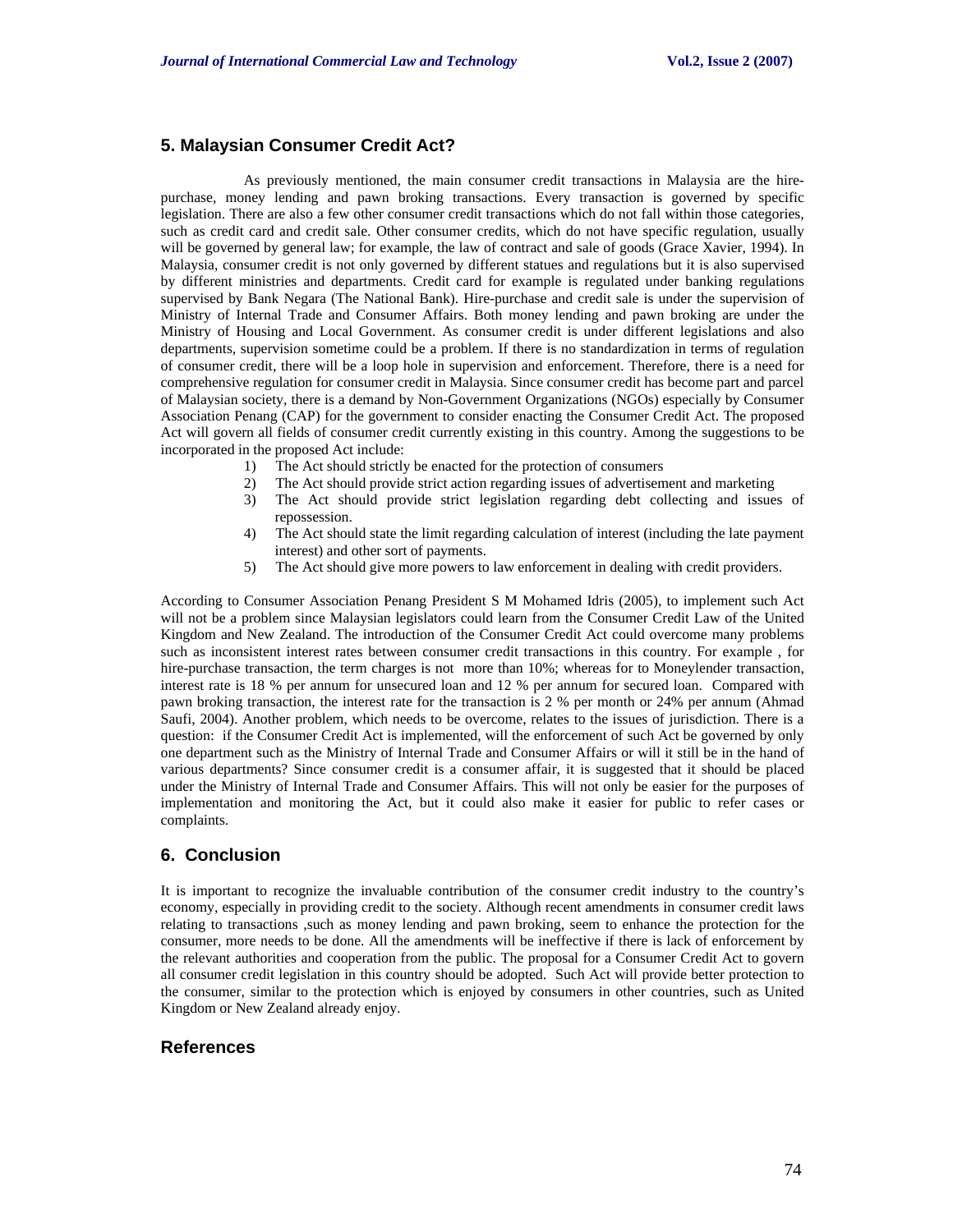## 5. Malaysian Consumer Credit Act?

As previously mentioned, the main consumer credit transactions in Malaysia are the hire-purchase, money lending and pawn broking transactions. Every transaction is governed by specific legislation. There are also a few other consumer credit transactions which do not fall within those categories, such as credit card and credit sale. Other consumer credits, which do not have specific regulation, usually will be governed by general law; for example, the law of contract and sale of goods (Grace Xavier, 1994). In Malaysia, consumer credit is not only governed by different statues and regulations but it is also supervised by different ministries and departments. Credit card for example is regulated under banking regulations supervised by Bank Negara (The National Bank). Hire-purchase and credit sale is under the supervision of Ministry of Internal Trade and Consumer Affairs. Both money lending and pawn broking are under the Ministry of Housing and Local Government. As consumer credit is under different legislations and also departments, supervision sometime could be a problem. If there is no standardization in terms of regulation of consumer credit, there will be a loop hole in supervision and enforcement. Therefore, there is a need for comprehensive regulation for consumer credit in Malaysia. Since consumer credit has become part and parcel of Malaysian society, there is a demand by Non-Government Organizations (NGOs) especially by Consumer Association Penang (CAP) for the government to consider enacting the Consumer Credit Act. The proposed Act will govern all fields of consumer credit currently existing in this country. Among the suggestions to be incorporated in the proposed Act include:

1) The Act should strictly be enacted for the protection of consumers
2) The Act should provide strict action regarding issues of advertisement and marketing
3) The Act should provide strict legislation regarding debt collecting and issues of repossession.
4) The Act should state the limit regarding calculation of interest (including the late payment interest) and other sort of payments.
5) The Act should give more powers to law enforcement in dealing with credit providers.

According to Consumer Association Penang President S M Mohamed Idris (2005), to implement such Act will not be a problem since Malaysian legislators could learn from the Consumer Credit Law of the United Kingdom and New Zealand. The introduction of the Consumer Credit Act could overcome many problems such as inconsistent interest rates between consumer credit transactions in this country. For example , for hire-purchase transaction, the term charges is not more than 10%; whereas for to Moneylender transaction, interest rate is 18 % per annum for unsecured loan and 12 % per annum for secured loan. Compared with pawn broking transaction, the interest rate for the transaction is 2 % per month or 24% per annum (Ahmad Saufi, 2004). Another problem, which needs to be overcome, relates to the issues of jurisdiction. There is a question: if the Consumer Credit Act is implemented, will the enforcement of such Act be governed by only one department such as the Ministry of Internal Trade and Consumer Affairs or will it still be in the hand of various departments? Since consumer credit is a consumer affair, it is suggested that it should be placed under the Ministry of Internal Trade and Consumer Affairs. This will not only be easier for the purposes of implementation and monitoring the Act, but it could also make it easier for public to refer cases or complaints.

## 6. Conclusion

It is important to recognize the invaluable contribution of the consumer credit industry to the country's economy, especially in providing credit to the society. Although recent amendments in consumer credit laws relating to transactions ,such as money lending and pawn broking, seem to enhance the protection for the consumer, more needs to be done. All the amendments will be ineffective if there is lack of enforcement by the relevant authorities and cooperation from the public. The proposal for a Consumer Credit Act to govern all consumer credit legislation in this country should be adopted. Such Act will provide better protection to the consumer, similar to the protection which is enjoyed by consumers in other countries, such as United Kingdom or New Zealand already enjoy.

## References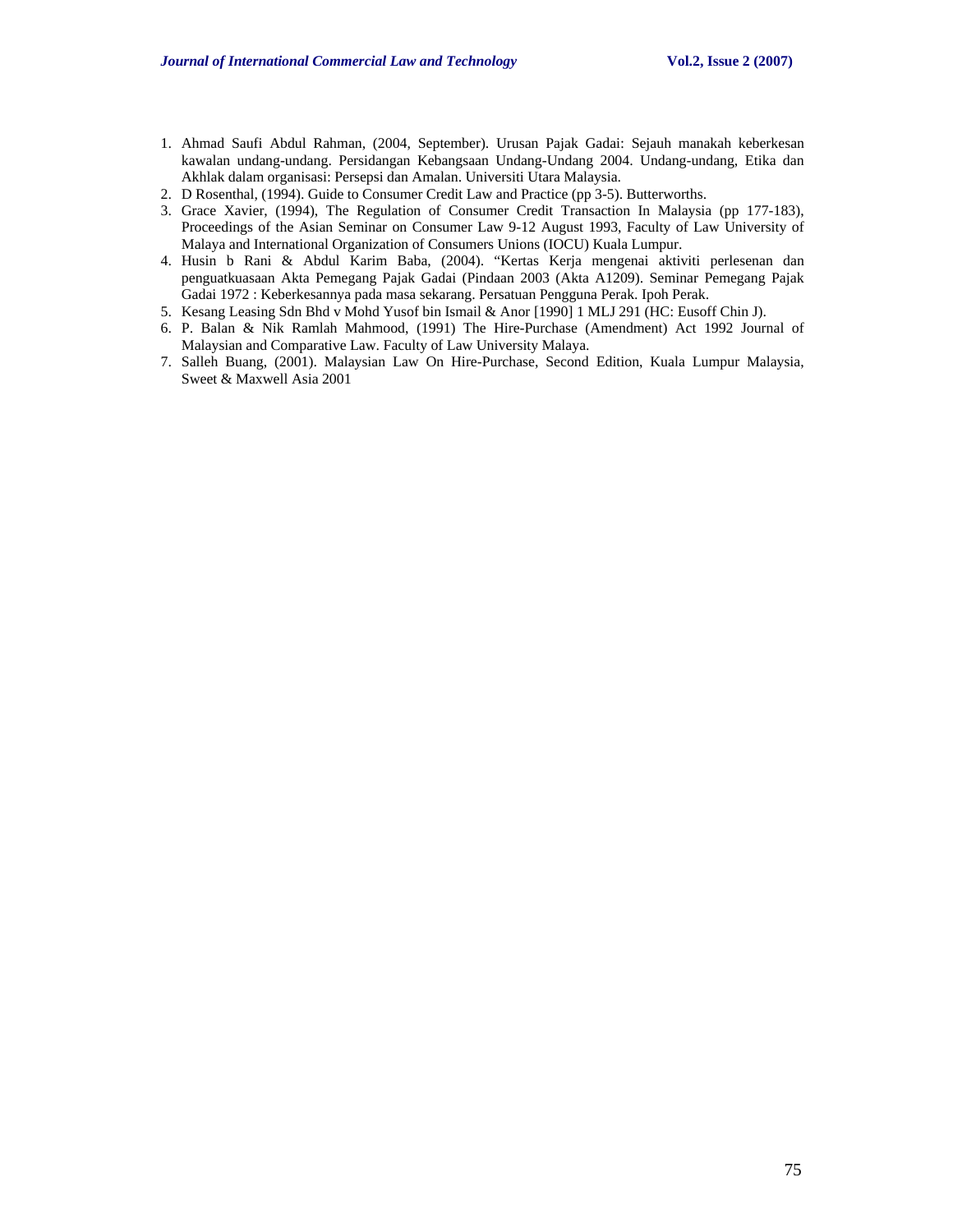1. Ahmad Saufi Abdul Rahman, (2004, September). Urusan Pajak Gadai: Sejauh manakah keberkesan kawalan undang-undang. Persidangan Kebangsaan Undang-Undang 2004. Undang-undang, Etika dan Akhlak dalam organisasi: Persepsi dan Amalan. Universiti Utara Malaysia.
2. D Rosenthal, (1994). Guide to Consumer Credit Law and Practice (pp 3-5). Butterworths.
3. Grace Xavier, (1994), The Regulation of Consumer Credit Transaction In Malaysia (pp 177-183), Proceedings of the Asian Seminar on Consumer Law 9-12 August 1993, Faculty of Law University of Malaya and International Organization of Consumers Unions (IOCU) Kuala Lumpur.
4. Husin b Rani & Abdul Karim Baba, (2004). "Kertas Kerja mengenai aktiviti perlesenan dan penguatkuasaan Akta Pemegang Pajak Gadai (Pindaan 2003 (Akta A1209). Seminar Pemegang Pajak Gadai 1972 : Keberkesannya pada masa sekarang. Persatuan Pengguna Perak. Ipoh Perak.
5. Kesang Leasing Sdn Bhd v Mohd Yusof bin Ismail & Anor [1990] 1 MLJ 291 (HC: Eusoff Chin J).
6. P. Balan & Nik Ramlah Mahmood, (1991) The Hire-Purchase (Amendment) Act 1992 Journal of Malaysian and Comparative Law. Faculty of Law University Malaya.
7. Salleh Buang, (2001). Malaysian Law On Hire-Purchase, Second Edition, Kuala Lumpur Malaysia, Sweet & Maxwell Asia 2001